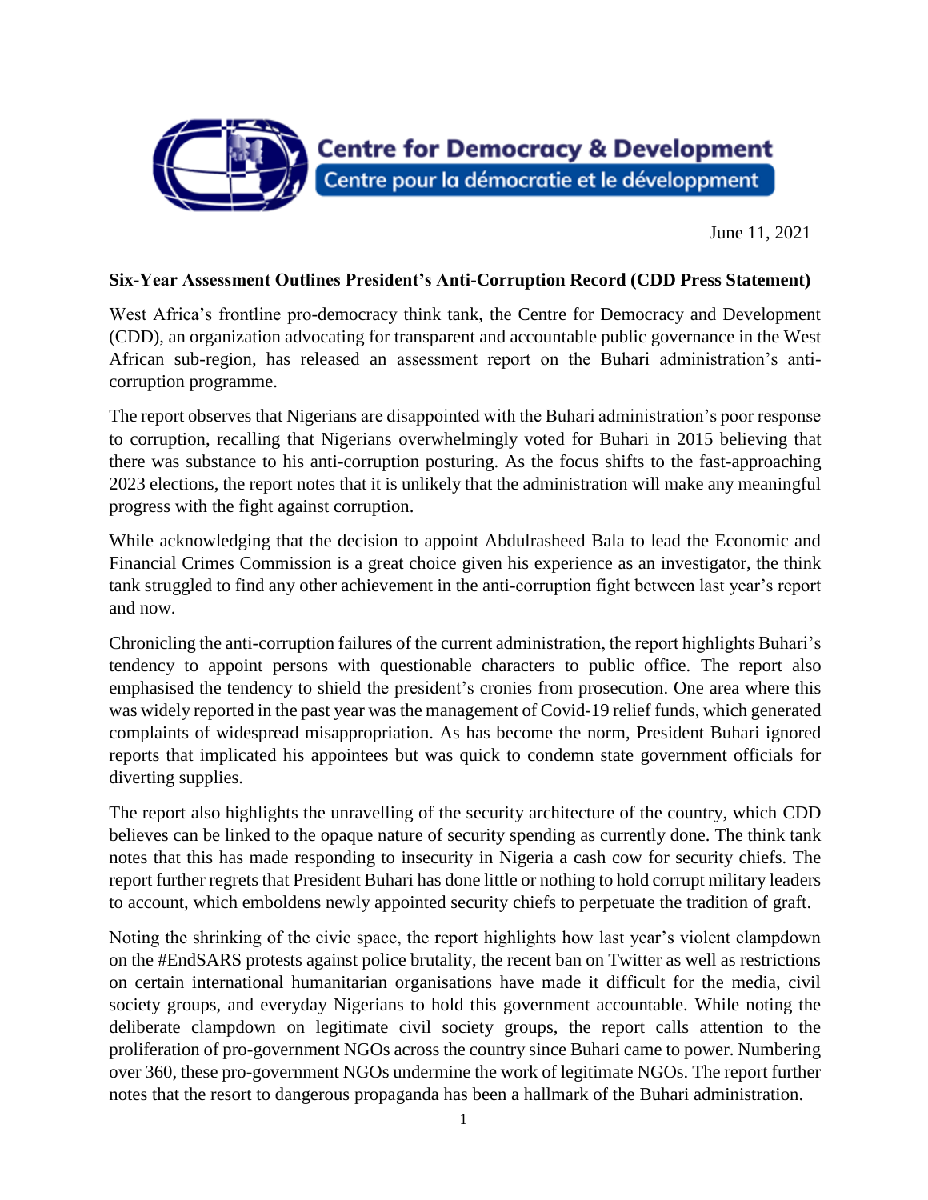Centre for Democracy & Development

Centre pour la démocratie et le développment

June 11, 2021

**Six-Year Assessment Outlines President's Anti-Corruption Record (CDD Press Statement)**

West Africa's frontline pro-democracy think tank, the Centre for Democracy and Development (CDD), an organization advocating for transparent and accountable public governance in the West African sub-region, has released an assessment report on the Buhari administration's anti-corruption programme.

The report observes that Nigerians are disappointed with the Buhari administration's poor response to corruption, recalling that Nigerians overwhelmingly voted for Buhari in 2015 believing that there was substance to his anti-corruption posturing. As the focus shifts to the fast-approaching 2023 elections, the report notes that it is unlikely that the administration will make any meaningful progress with the fight against corruption.

While acknowledging that the decision to appoint Abdulrasheed Bala to lead the Economic and Financial Crimes Commission is a great choice given his experience as an investigator, the think tank struggled to find any other achievement in the anti-corruption fight between last year's report and now.

Chronicling the anti-corruption failures of the current administration, the report highlights Buhari's tendency to appoint persons with questionable characters to public office. The report also emphasised the tendency to shield the president's cronies from prosecution. One area where this was widely reported in the past year was the management of Covid-19 relief funds, which generated complaints of widespread misappropriation. As has become the norm, President Buhari ignored reports that implicated his appointees but was quick to condemn state government officials for diverting supplies.

The report also highlights the unravelling of the security architecture of the country, which CDD believes can be linked to the opaque nature of security spending as currently done. The think tank notes that this has made responding to insecurity in Nigeria a cash cow for security chiefs. The report further regrets that President Buhari has done little or nothing to hold corrupt military leaders to account, which emboldens newly appointed security chiefs to perpetuate the tradition of graft.

Noting the shrinking of the civic space, the report highlights how last year's violent clampdown on the #EndSARS protests against police brutality, the recent ban on Twitter as well as restrictions on certain international humanitarian organisations have made it difficult for the media, civil society groups, and everyday Nigerians to hold this government accountable. While noting the deliberate clampdown on legitimate civil society groups, the report calls attention to the proliferation of pro-government NGOs across the country since Buhari came to power. Numbering over 360, these pro-government NGOs undermine the work of legitimate NGOs. The report further notes that the resort to dangerous propaganda has been a hallmark of the Buhari administration.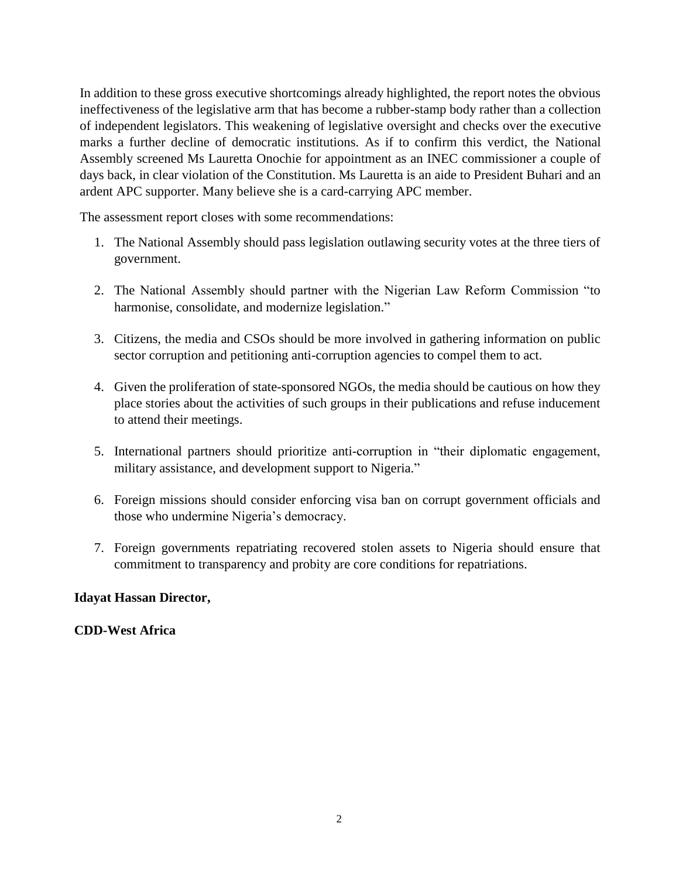In addition to these gross executive shortcomings already highlighted, the report notes the obvious ineffectiveness of the legislative arm that has become a rubber-stamp body rather than a collection of independent legislators. This weakening of legislative oversight and checks over the executive marks a further decline of democratic institutions. As if to confirm this verdict, the National Assembly screened Ms Lauretta Onochie for appointment as an INEC commissioner a couple of days back, in clear violation of the Constitution. Ms Lauretta is an aide to President Buhari and an ardent APC supporter. Many believe she is a card-carrying APC member.

The assessment report closes with some recommendations:

1. The National Assembly should pass legislation outlawing security votes at the three tiers of government.

2. The National Assembly should partner with the Nigerian Law Reform Commission "to harmonise, consolidate, and modernize legislation."

3. Citizens, the media and CSOs should be more involved in gathering information on public sector corruption and petitioning anti-corruption agencies to compel them to act.

4. Given the proliferation of state-sponsored NGOs, the media should be cautious on how they place stories about the activities of such groups in their publications and refuse inducement to attend their meetings.

5. International partners should prioritize anti-corruption in "their diplomatic engagement, military assistance, and development support to Nigeria."

6. Foreign missions should consider enforcing visa ban on corrupt government officials and those who undermine Nigeria's democracy.

7. Foreign governments repatriating recovered stolen assets to Nigeria should ensure that commitment to transparency and probity are core conditions for repatriations.

**Idayat Hassan Director,**

**CDD-West Africa**